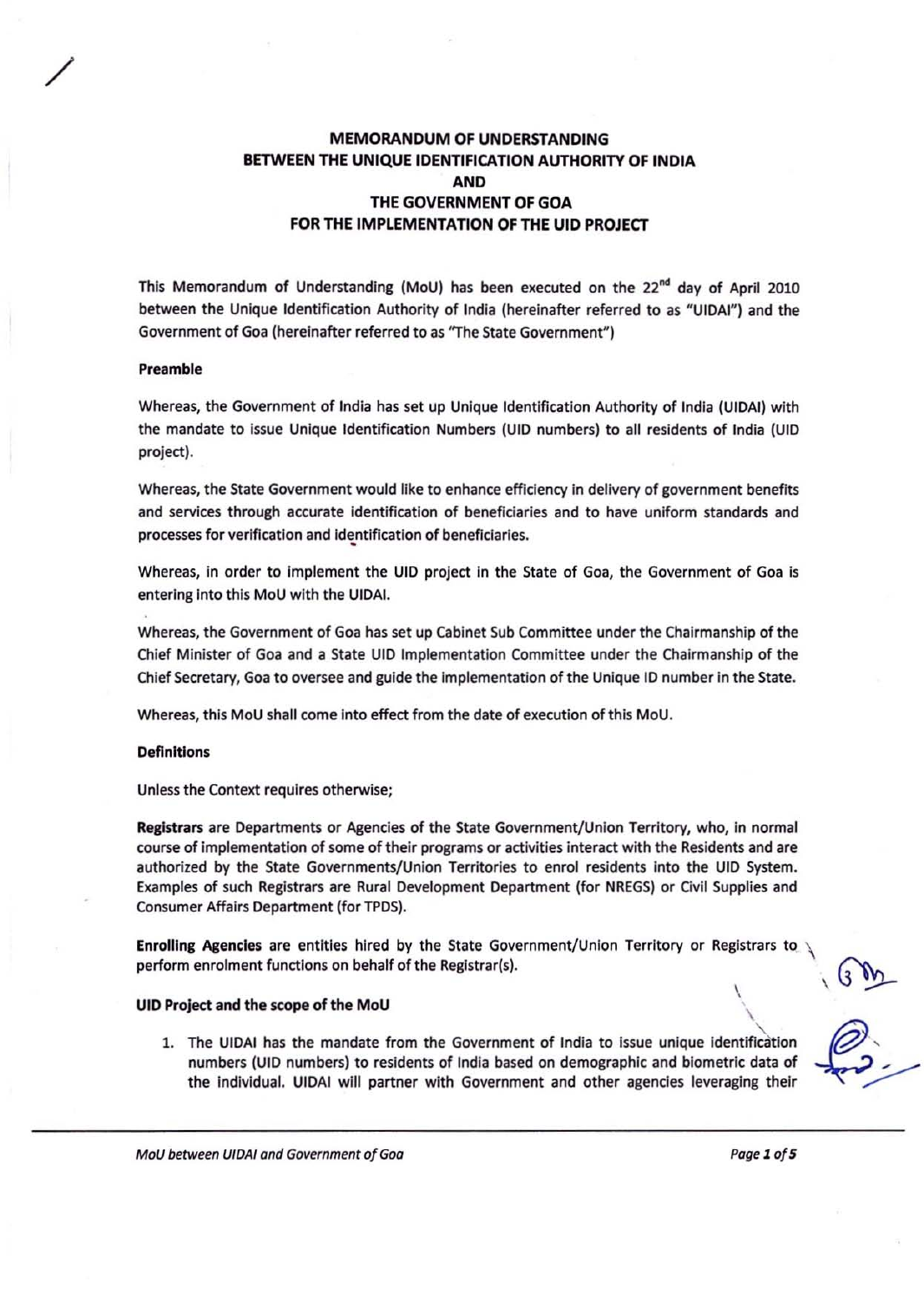# MEMORANDUM OF UNDERSTANDING BETWEEN THE UNIQUE IDENTIFICATION AUTHORITY OF INDIA AND THE GOVERNMENT OF GOA FOR THE IMPLEMENTATION OF THE UID PROJECT

This Memorandum of Understanding (MoU) has been executed on the 22nd day of April 2010 between the Unique Identification Authority of India (hereinafter referred to as "UIDAI") and the Government of Goa (hereinafter referred to as "The State Government")

**Preamble**

Whereas, the Government of India has set up Unique Identification Authority of India (UIDAI) with the mandate to issue Unique Identification Numbers (UID numbers) to all residents of India (UID project).

Whereas, the State Government would like to enhance efficiency in delivery of government benefits and services through accurate identification of beneficiaries and to have uniform standards and processes for verification and identification of beneficiaries.

Whereas, in order to implement the UID project in the State of Goa, the Government of Goa is entering into this MoU with the UIDAI.

Whereas, the Government of Goa has set up Cabinet Sub Committee under the Chairmanship of the Chief Minister of Goa and a State UID Implementation Committee under the Chairmanship of the Chief Secretary, Goa to oversee and guide the implementation of the Unique ID number in the State.

Whereas, this MoU shall come into effect from the date of execution of this MoU.

**Definitions**

Unless the Context requires otherwise;

**Registrars** are Departments or Agencies of the State Government/Union Territory, who, in normal course of implementation of some of their programs or activities interact with the Residents and are authorized by the State Governments/Union Territories to enrol residents into the UID System. Examples of such Registrars are Rural Development Department (for NREGS) or Civil Supplies and Consumer Affairs Department (for TPDS).

**Enrolling Agencies** are entities hired by the State Government/Union Territory or Registrars to perform enrolment functions on behalf of the Registrar(s).

**UID Project and the scope of the MoU**

1. The UIDAI has the mandate from the Government of India to issue unique identification numbers (UID numbers) to residents of India based on demographic and biometric data of the individual. UIDAI will partner with Government and other agencies leveraging their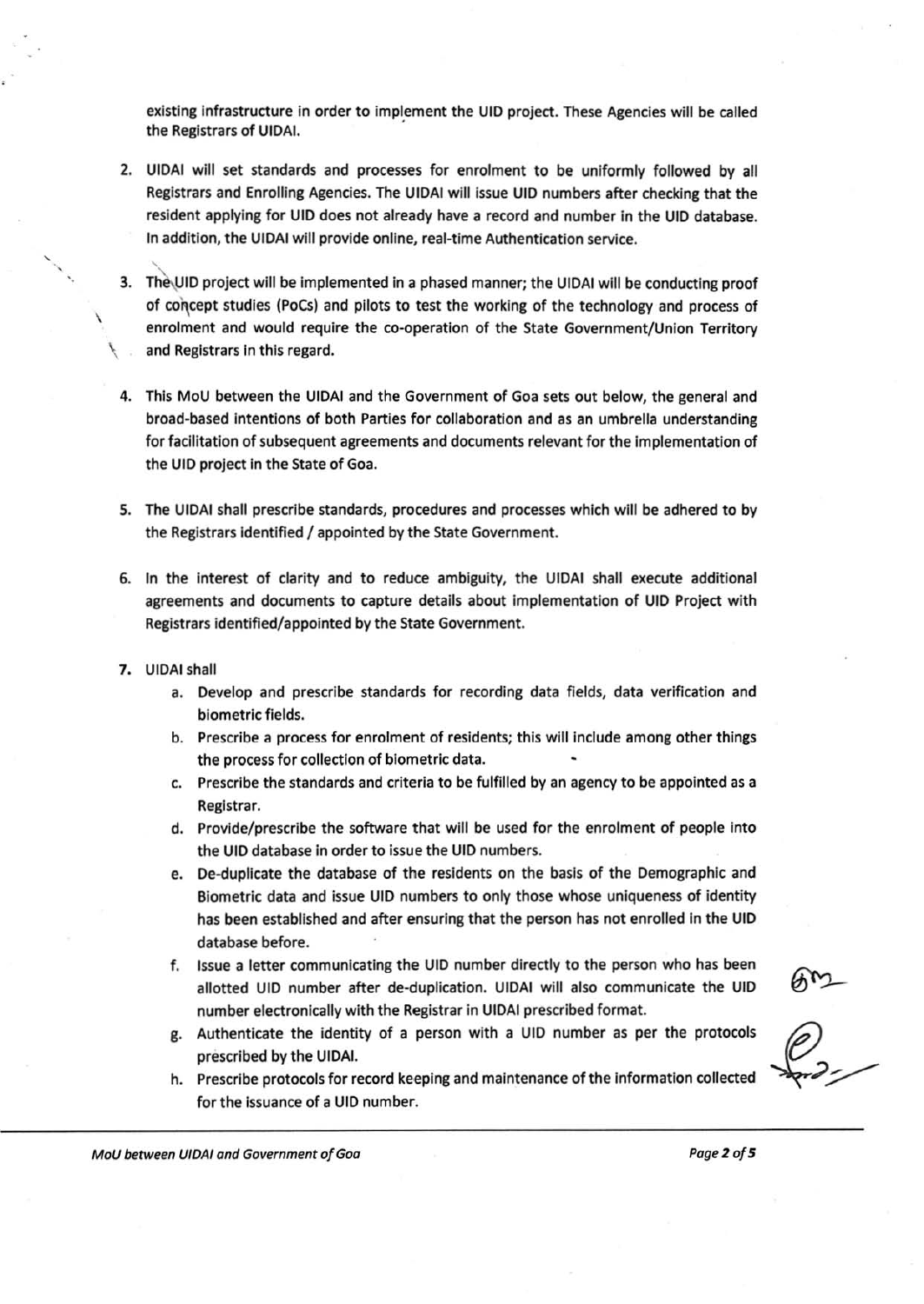existing infrastructure in order to implement the UID project. These Agencies will be called the Registrars of UIDAI.

2. UIDAI will set standards and processes for enrolment to be uniformly followed by all Registrars and Enrolling Agencies. The UIDAI will issue UID numbers after checking that the resident applying for UID does not already have a record and number in the UID database. In addition, the UIDAI will provide online, real-time Authentication service.

3. The UID project will be implemented in a phased manner; the UIDAI will be conducting proof of concept studies (PoCs) and pilots to test the working of the technology and process of enrolment and would require the co-operation of the State Government/Union Territory and Registrars in this regard.

4. This MoU between the UIDAI and the Government of Goa sets out below, the general and broad-based intentions of both Parties for collaboration and as an umbrella understanding for facilitation of subsequent agreements and documents relevant for the implementation of the UID project in the State of Goa.

5. The UIDAI shall prescribe standards, procedures and processes which will be adhered to by the Registrars identified / appointed by the State Government.

6. In the interest of clarity and to reduce ambiguity, the UIDAI shall execute additional agreements and documents to capture details about implementation of UID Project with Registrars identified/appointed by the State Government.

7. UIDAI shall
   a. Develop and prescribe standards for recording data fields, data verification and biometric fields.
   b. Prescribe a process for enrolment of residents; this will include among other things the process for collection of biometric data.
   c. Prescribe the standards and criteria to be fulfilled by an agency to be appointed as a Registrar.
   d. Provide/prescribe the software that will be used for the enrolment of people into the UID database in order to issue the UID numbers.
   e. De-duplicate the database of the residents on the basis of the Demographic and Biometric data and issue UID numbers to only those whose uniqueness of identity has been established and after ensuring that the person has not enrolled in the UID database before.
   f. Issue a letter communicating the UID number directly to the person who has been allotted UID number after de-duplication. UIDAI will also communicate the UID number electronically with the Registrar in UIDAI prescribed format.
   g. Authenticate the identity of a person with a UID number as per the protocols prescribed by the UIDAI.
   h. Prescribe protocols for record keeping and maintenance of the information collected for the issuance of a UID number.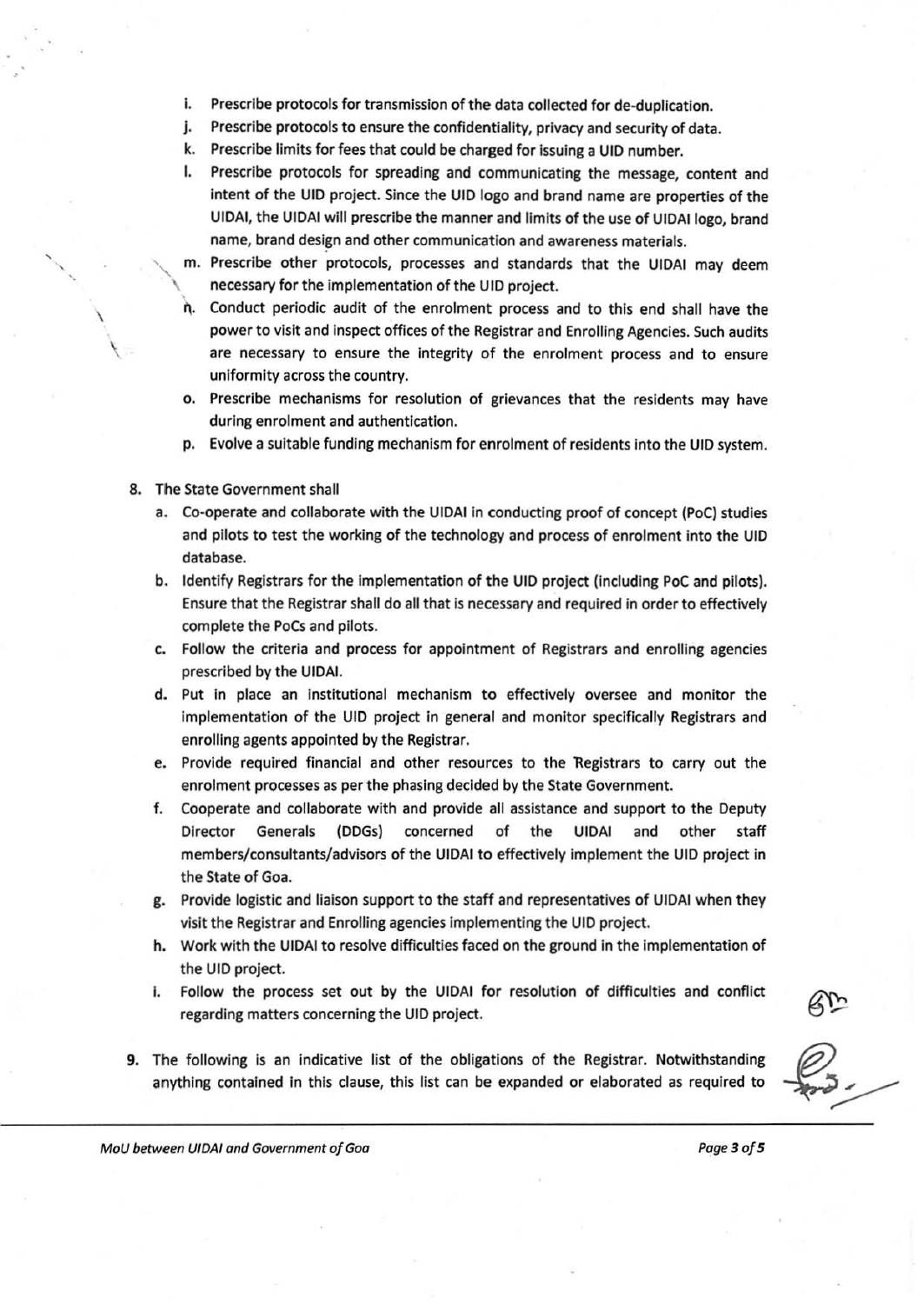i. Prescribe protocols for transmission of the data collected for de-duplication.
j. Prescribe protocols to ensure the confidentiality, privacy and security of data.
k. Prescribe limits for fees that could be charged for issuing a UID number.
l. Prescribe protocols for spreading and communicating the message, content and intent of the UID project. Since the UID logo and brand name are properties of the UIDAI, the UIDAI will prescribe the manner and limits of the use of UIDAI logo, brand name, brand design and other communication and awareness materials.
m. Prescribe other protocols, processes and standards that the UIDAI may deem necessary for the implementation of the UID project.
n. Conduct periodic audit of the enrolment process and to this end shall have the power to visit and inspect offices of the Registrar and Enrolling Agencies. Such audits are necessary to ensure the integrity of the enrolment process and to ensure uniformity across the country.
o. Prescribe mechanisms for resolution of grievances that the residents may have during enrolment and authentication.
p. Evolve a suitable funding mechanism for enrolment of residents into the UID system.

8. The State Government shall
   a. Co-operate and collaborate with the UIDAI in conducting proof of concept (PoC) studies and pilots to test the working of the technology and process of enrolment into the UID database.
   b. Identify Registrars for the implementation of the UID project (including PoC and pilots). Ensure that the Registrar shall do all that is necessary and required in order to effectively complete the PoCs and pilots.
   c. Follow the criteria and process for appointment of Registrars and enrolling agencies prescribed by the UIDAI.
   d. Put in place an institutional mechanism to effectively oversee and monitor the implementation of the UID project in general and monitor specifically Registrars and enrolling agents appointed by the Registrar.
   e. Provide required financial and other resources to the Registrars to carry out the enrolment processes as per the phasing decided by the State Government.
   f. Cooperate and collaborate with and provide all assistance and support to the Deputy Director Generals (DDGs) concerned of the UIDAI and other staff members/consultants/advisors of the UIDAI to effectively implement the UID project in the State of Goa.
   g. Provide logistic and liaison support to the staff and representatives of UIDAI when they visit the Registrar and Enrolling agencies implementing the UID project.
   h. Work with the UIDAI to resolve difficulties faced on the ground in the implementation of the UID project.
   i. Follow the process set out by the UIDAI for resolution of difficulties and conflict regarding matters concerning the UID project.

9. The following is an indicative list of the obligations of the Registrar. Notwithstanding anything contained in this clause, this list can be expanded or elaborated as required to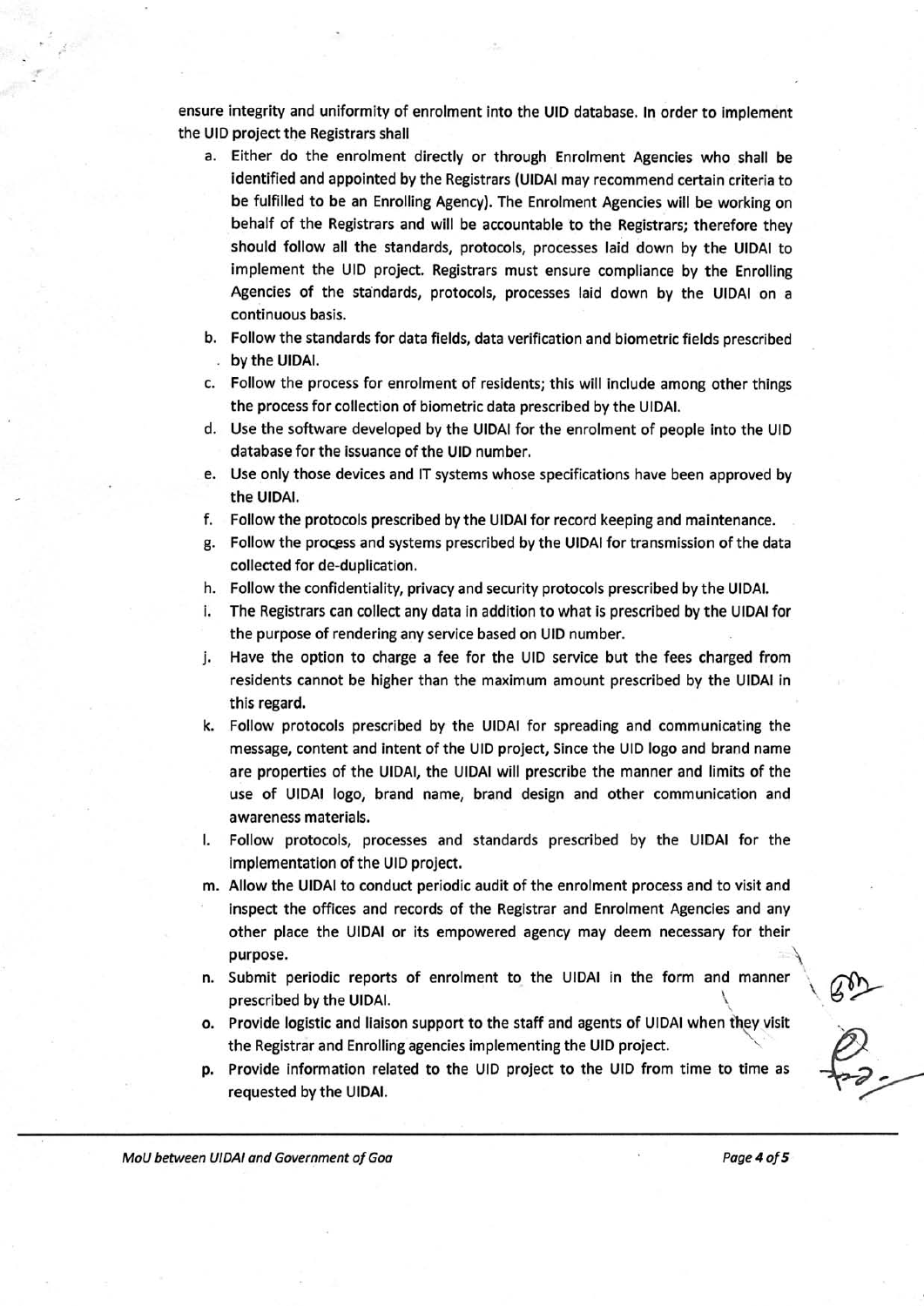ensure integrity and uniformity of enrolment into the UID database. In order to implement the UID project the Registrars shall

a. Either do the enrolment directly or through Enrolment Agencies who shall be identified and appointed by the Registrars (UIDAI may recommend certain criteria to be fulfilled to be an Enrolling Agency). The Enrolment Agencies will be working on behalf of the Registrars and will be accountable to the Registrars; therefore they should follow all the standards, protocols, processes laid down by the UIDAI to implement the UID project. Registrars must ensure compliance by the Enrolling Agencies of the standards, protocols, processes laid down by the UIDAI on a continuous basis.
b. Follow the standards for data fields, data verification and biometric fields prescribed by the UIDAI.
c. Follow the process for enrolment of residents; this will include among other things the process for collection of biometric data prescribed by the UIDAI.
d. Use the software developed by the UIDAI for the enrolment of people into the UID database for the issuance of the UID number.
e. Use only those devices and IT systems whose specifications have been approved by the UIDAI.
f. Follow the protocols prescribed by the UIDAI for record keeping and maintenance.
g. Follow the process and systems prescribed by the UIDAI for transmission of the data collected for de-duplication.
h. Follow the confidentiality, privacy and security protocols prescribed by the UIDAI.
i. The Registrars can collect any data in addition to what is prescribed by the UIDAI for the purpose of rendering any service based on UID number.
j. Have the option to charge a fee for the UID service but the fees charged from residents cannot be higher than the maximum amount prescribed by the UIDAI in this regard.
k. Follow protocols prescribed by the UIDAI for spreading and communicating the message, content and intent of the UID project, Since the UID logo and brand name are properties of the UIDAI, the UIDAI will prescribe the manner and limits of the use of UIDAI logo, brand name, brand design and other communication and awareness materials.
l. Follow protocols, processes and standards prescribed by the UIDAI for the implementation of the UID project.
m. Allow the UIDAI to conduct periodic audit of the enrolment process and to visit and inspect the offices and records of the Registrar and Enrolment Agencies and any other place the UIDAI or its empowered agency may deem necessary for their purpose.
n. Submit periodic reports of enrolment to the UIDAI in the form and manner prescribed by the UIDAI.
o. Provide logistic and liaison support to the staff and agents of UIDAI when they visit the Registrar and Enrolling agencies implementing the UID project.
p. Provide information related to the UID project to the UID from time to time as requested by the UIDAI.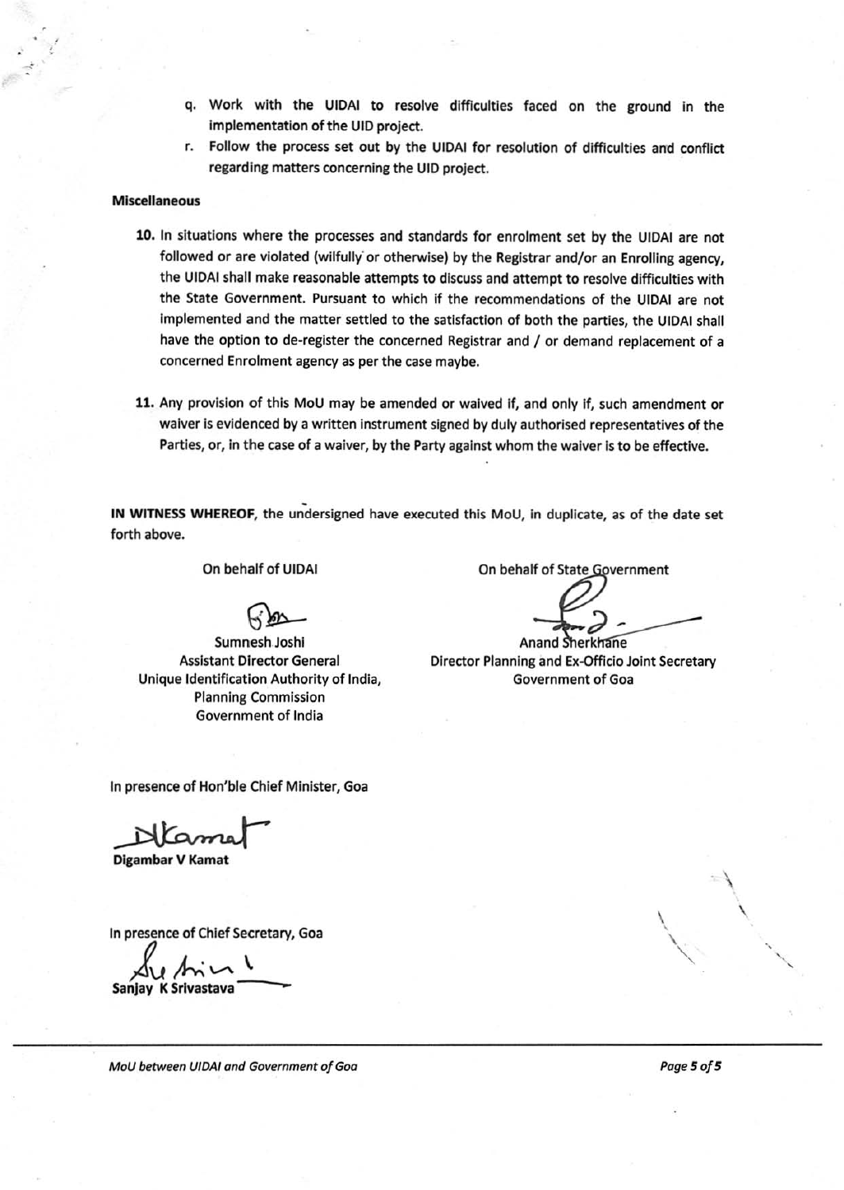q. Work with the UIDAI to resolve difficulties faced on the ground in the implementation of the UID project.

r. Follow the process set out by the UIDAI for resolution of difficulties and conflict regarding matters concerning the UID project.

**Miscellaneous**

**10.** In situations where the processes and standards for enrolment set by the UIDAI are not followed or are violated (wilfully or otherwise) by the Registrar and/or an Enrolling agency, the UIDAI shall make reasonable attempts to discuss and attempt to resolve difficulties with the State Government. Pursuant to which if the recommendations of the UIDAI are not implemented and the matter settled to the satisfaction of both the parties, the UIDAI shall have the option to de-register the concerned Registrar and / or demand replacement of a concerned Enrolment agency as per the case maybe.

**11.** Any provision of this MoU may be amended or waived if, and only if, such amendment or waiver is evidenced by a written instrument signed by duly authorised representatives of the Parties, or, in the case of a waiver, by the Party against whom the waiver is to be effective.

**IN WITNESS WHEREOF**, the undersigned have executed this MoU, in duplicate, as of the date set forth above.

On behalf of UIDAI

Sumnesh Joshi
Assistant Director General
Unique Identification Authority of India,
Planning Commission
Government of India

On behalf of State Government

Anand Sherkhane
Director Planning and Ex-Officio Joint Secretary
Government of Goa

In presence of Hon'ble Chief Minister, Goa

**Digambar V Kamat**

In presence of Chief Secretary, Goa

**Sanjay K Srivastava**

*MoU between UIDAI and Government of Goa*